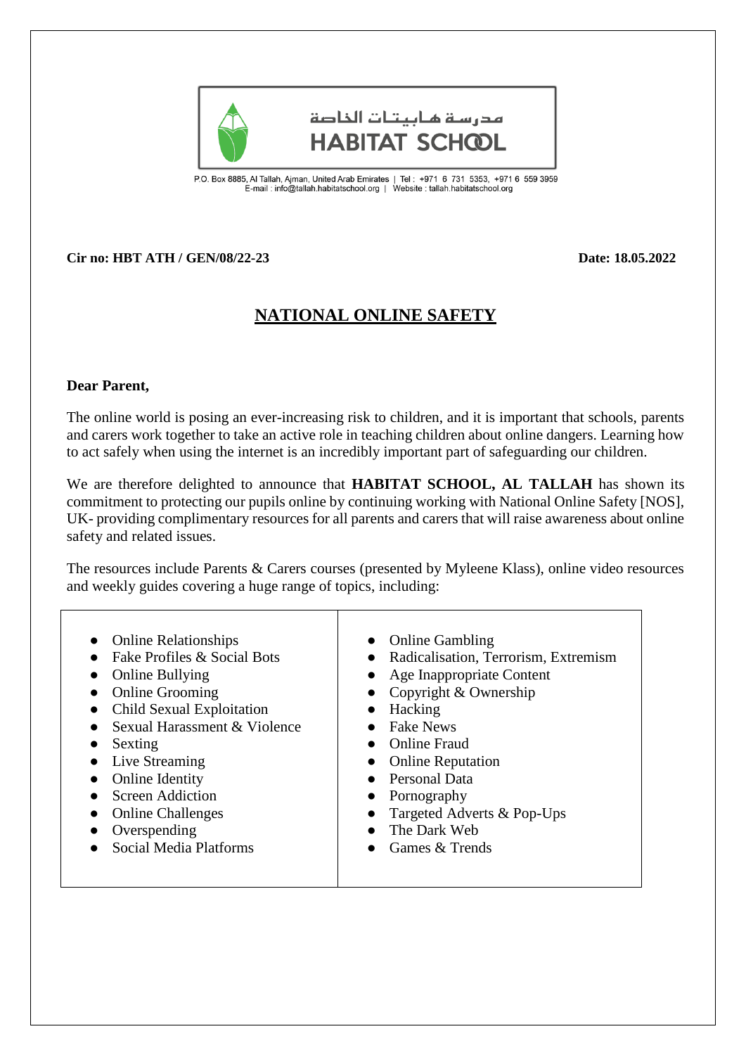مدرسة هابيتات الخاصة
HABITAT SCHOOL

P.O. Box 8885, Al Tallah, Ajman, United Arab Emirates | Tel : +971 6 731 5353, +971 6 559 3959
E-mail : info@tallah.habitatschool.org | Website : tallah.habitatschool.org

**Cir no: HBT ATH / GEN/08/22-23** **Date: 18.05.2022**

# NATIONAL ONLINE SAFETY

**Dear Parent,**

The online world is posing an ever-increasing risk to children, and it is important that schools, parents and carers work together to take an active role in teaching children about online dangers. Learning how to act safely when using the internet is an incredibly important part of safeguarding our children.

We are therefore delighted to announce that **HABITAT SCHOOL, AL TALLAH** has shown its commitment to protecting our pupils online by continuing working with National Online Safety [NOS], UK- providing complimentary resources for all parents and carers that will raise awareness about online safety and related issues.

The resources include Parents & Carers courses (presented by Myleene Klass), online video resources and weekly guides covering a huge range of topics, including:

- Online Relationships
- Fake Profiles & Social Bots
- Online Bullying
- Online Grooming
- Child Sexual Exploitation
- Sexual Harassment & Violence
- Sexting
- Live Streaming
- Online Identity
- Screen Addiction
- Online Challenges
- Overspending
- Social Media Platforms
- Online Gambling
- Radicalisation, Terrorism, Extremism
- Age Inappropriate Content
- Copyright & Ownership
- Hacking
- Fake News
- Online Fraud
- Online Reputation
- Personal Data
- Pornography
- Targeted Adverts & Pop-Ups
- The Dark Web
- Games & Trends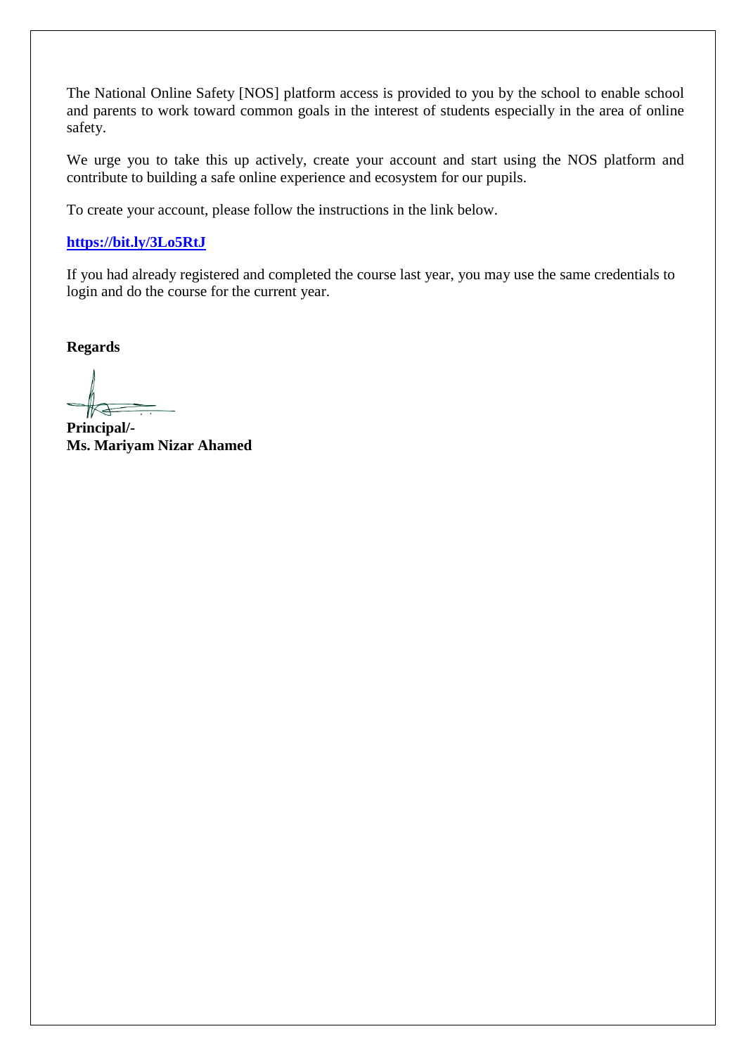The National Online Safety [NOS] platform access is provided to you by the school to enable school and parents to work toward common goals in the interest of students especially in the area of online safety.

We urge you to take this up actively, create your account and start using the NOS platform and contribute to building a safe online experience and ecosystem for our pupils.

To create your account, please follow the instructions in the link below.

**https://bit.ly/3Lo5RtJ**

If you had already registered and completed the course last year, you may use the same credentials to login and do the course for the current year.

**Regards**

**Principal/-**
**Ms. Mariyam Nizar Ahamed**